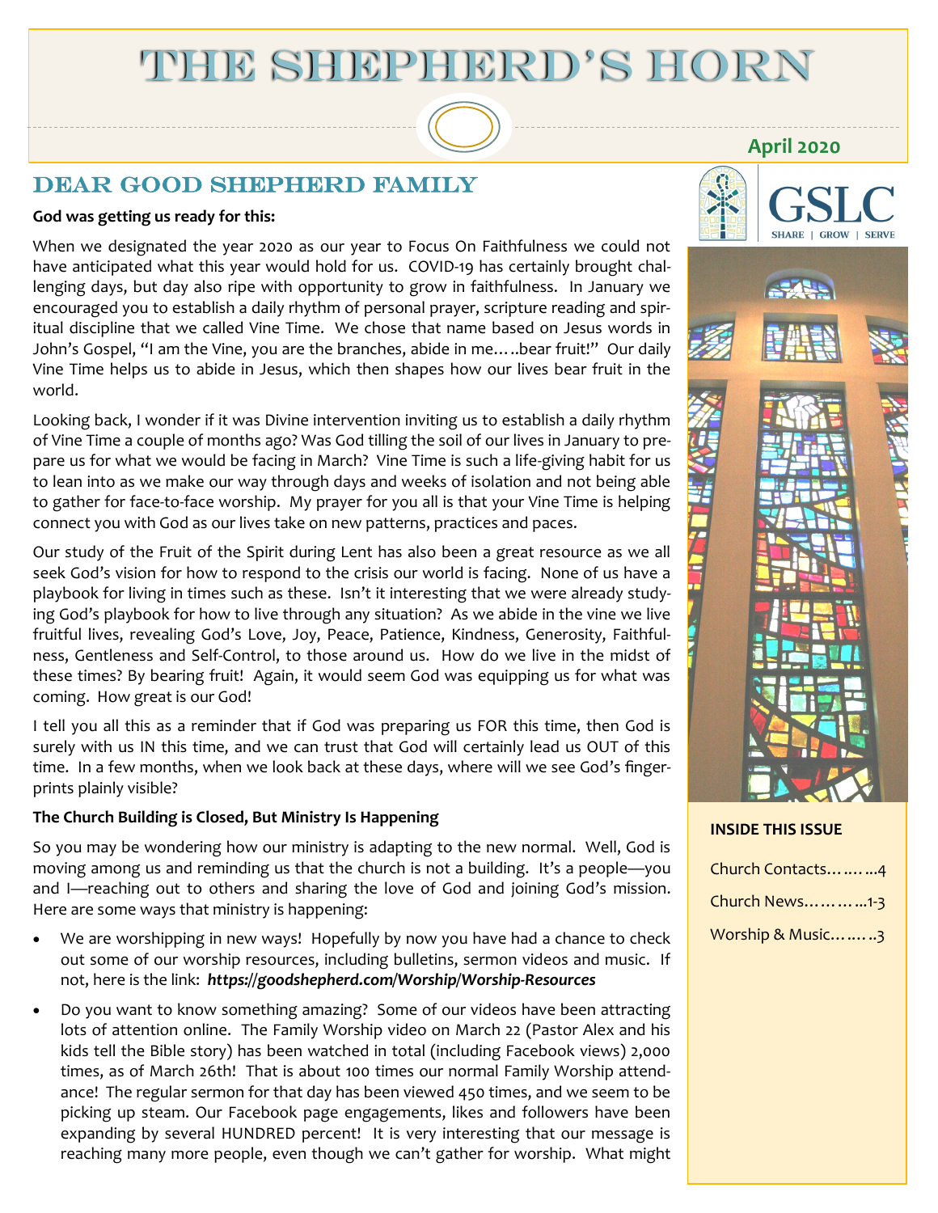# THE SHEPHERD'S HORN

**April 2020**

GSLC

SHARE | GROW | SERVE

## DEAR GOOD SHEPHERD FAMILY

**God was getting us ready for this:**

When we designated the year 2020 as our year to Focus On Faithfulness we could not have anticipated what this year would hold for us. COVID-19 has certainly brought challenging days, but day also ripe with opportunity to grow in faithfulness. In January we encouraged you to establish a daily rhythm of personal prayer, scripture reading and spiritual discipline that we called Vine Time. We chose that name based on Jesus words in John's Gospel, "I am the Vine, you are the branches, abide in me…..bear fruit!" Our daily Vine Time helps us to abide in Jesus, which then shapes how our lives bear fruit in the world.

Looking back, I wonder if it was Divine intervention inviting us to establish a daily rhythm of Vine Time a couple of months ago? Was God tilling the soil of our lives in January to prepare us for what we would be facing in March? Vine Time is such a life-giving habit for us to lean into as we make our way through days and weeks of isolation and not being able to gather for face-to-face worship. My prayer for you all is that your Vine Time is helping connect you with God as our lives take on new patterns, practices and paces.

Our study of the Fruit of the Spirit during Lent has also been a great resource as we all seek God's vision for how to respond to the crisis our world is facing. None of us have a playbook for living in times such as these. Isn't it interesting that we were already studying God's playbook for how to live through any situation? As we abide in the vine we live fruitful lives, revealing God's Love, Joy, Peace, Patience, Kindness, Generosity, Faithfulness, Gentleness and Self-Control, to those around us. How do we live in the midst of these times? By bearing fruit! Again, it would seem God was equipping us for what was coming. How great is our God!

I tell you all this as a reminder that if God was preparing us FOR this time, then God is surely with us IN this time, and we can trust that God will certainly lead us OUT of this time. In a few months, when we look back at these days, where will we see God's fingerprints plainly visible?

**The Church Building is Closed, But Ministry Is Happening**

So you may be wondering how our ministry is adapting to the new normal. Well, God is moving among us and reminding us that the church is not a building. It's a people—you and I—reaching out to others and sharing the love of God and joining God's mission. Here are some ways that ministry is happening:

- We are worshipping in new ways! Hopefully by now you have had a chance to check out some of our worship resources, including bulletins, sermon videos and music. If not, here is the link: ***https://goodshepherd.com/Worship/Worship-Resources***
- Do you want to know something amazing? Some of our videos have been attracting lots of attention online. The Family Worship video on March 22 (Pastor Alex and his kids tell the Bible story) has been watched in total (including Facebook views) 2,000 times, as of March 26th! That is about 100 times our normal Family Worship attendance! The regular sermon for that day has been viewed 450 times, and we seem to be picking up steam. Our Facebook page engagements, likes and followers have been expanding by several HUNDRED percent! It is very interesting that our message is reaching many more people, even though we can't gather for worship. What might

**INSIDE THIS ISSUE**

Church Contacts……...4

Church News………...1-3

Worship & Music……..3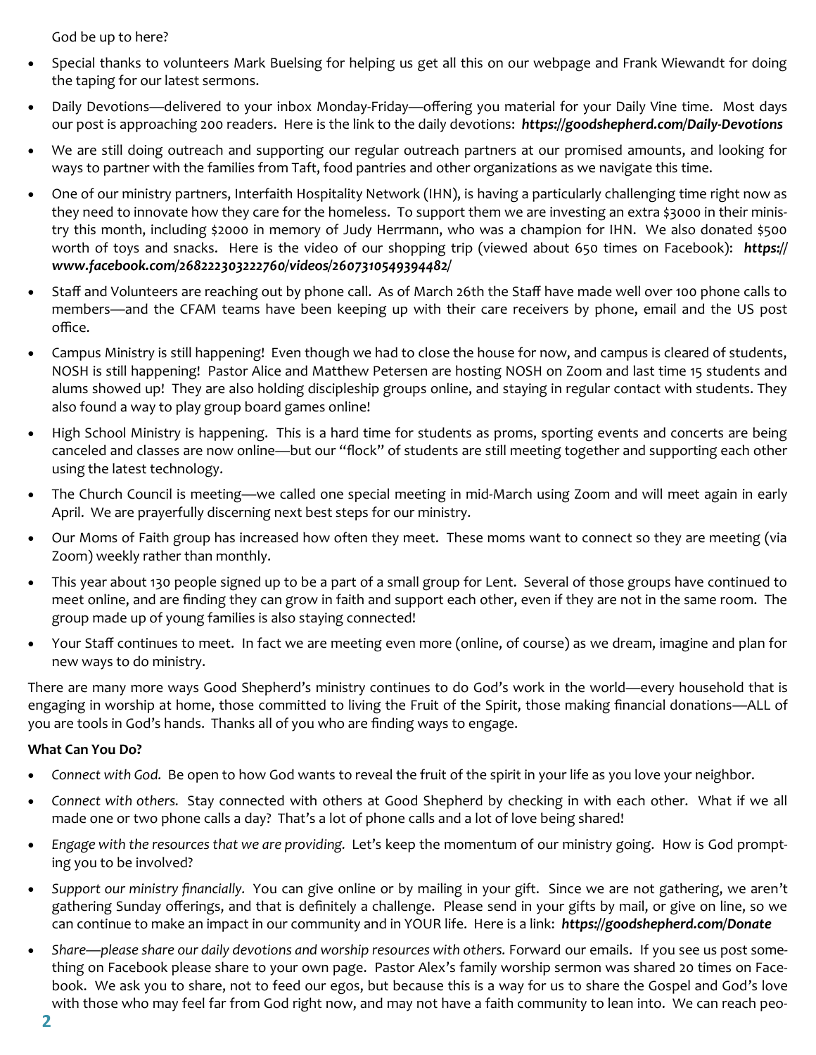God be up to here?

- Special thanks to volunteers Mark Buelsing for helping us get all this on our webpage and Frank Wiewandt for doing the taping for our latest sermons.
- Daily Devotions—delivered to your inbox Monday-Friday—offering you material for your Daily Vine time. Most days our post is approaching 200 readers. Here is the link to the daily devotions: ***https://goodshepherd.com/Daily-Devotions***
- We are still doing outreach and supporting our regular outreach partners at our promised amounts, and looking for ways to partner with the families from Taft, food pantries and other organizations as we navigate this time.
- One of our ministry partners, Interfaith Hospitality Network (IHN), is having a particularly challenging time right now as they need to innovate how they care for the homeless. To support them we are investing an extra $3000 in their ministry this month, including $2000 in memory of Judy Herrmann, who was a champion for IHN. We also donated $500 worth of toys and snacks. Here is the video of our shopping trip (viewed about 650 times on Facebook): ***https://www.facebook.com/268222303222760/videos/2607310549394482/***
- Staff and Volunteers are reaching out by phone call. As of March 26th the Staff have made well over 100 phone calls to members—and the CFAM teams have been keeping up with their care receivers by phone, email and the US post office.
- Campus Ministry is still happening! Even though we had to close the house for now, and campus is cleared of students, NOSH is still happening! Pastor Alice and Matthew Petersen are hosting NOSH on Zoom and last time 15 students and alums showed up! They are also holding discipleship groups online, and staying in regular contact with students. They also found a way to play group board games online!
- High School Ministry is happening. This is a hard time for students as proms, sporting events and concerts are being canceled and classes are now online—but our "flock" of students are still meeting together and supporting each other using the latest technology.
- The Church Council is meeting—we called one special meeting in mid-March using Zoom and will meet again in early April. We are prayerfully discerning next best steps for our ministry.
- Our Moms of Faith group has increased how often they meet. These moms want to connect so they are meeting (via Zoom) weekly rather than monthly.
- This year about 130 people signed up to be a part of a small group for Lent. Several of those groups have continued to meet online, and are finding they can grow in faith and support each other, even if they are not in the same room. The group made up of young families is also staying connected!
- Your Staff continues to meet. In fact we are meeting even more (online, of course) as we dream, imagine and plan for new ways to do ministry.

There are many more ways Good Shepherd's ministry continues to do God's work in the world—every household that is engaging in worship at home, those committed to living the Fruit of the Spirit, those making financial donations—ALL of you are tools in God's hands. Thanks all of you who are finding ways to engage.

**What Can You Do?**

- *Connect with God.* Be open to how God wants to reveal the fruit of the spirit in your life as you love your neighbor.
- *Connect with others.* Stay connected with others at Good Shepherd by checking in with each other. What if we all made one or two phone calls a day? That's a lot of phone calls and a lot of love being shared!
- *Engage with the resources that we are providing.* Let's keep the momentum of our ministry going. How is God prompting you to be involved?
- *Support our ministry financially.* You can give online or by mailing in your gift. Since we are not gathering, we aren't gathering Sunday offerings, and that is definitely a challenge. Please send in your gifts by mail, or give on line, so we can continue to make an impact in our community and in YOUR life. Here is a link: ***https://goodshepherd.com/Donate***
- *Share—please share our daily devotions and worship resources with others.* Forward our emails. If you see us post something on Facebook please share to your own page. Pastor Alex's family worship sermon was shared 20 times on Facebook. We ask you to share, not to feed our egos, but because this is a way for us to share the Gospel and God's love with those who may feel far from God right now, and may not have a faith community to lean into. We can reach peo-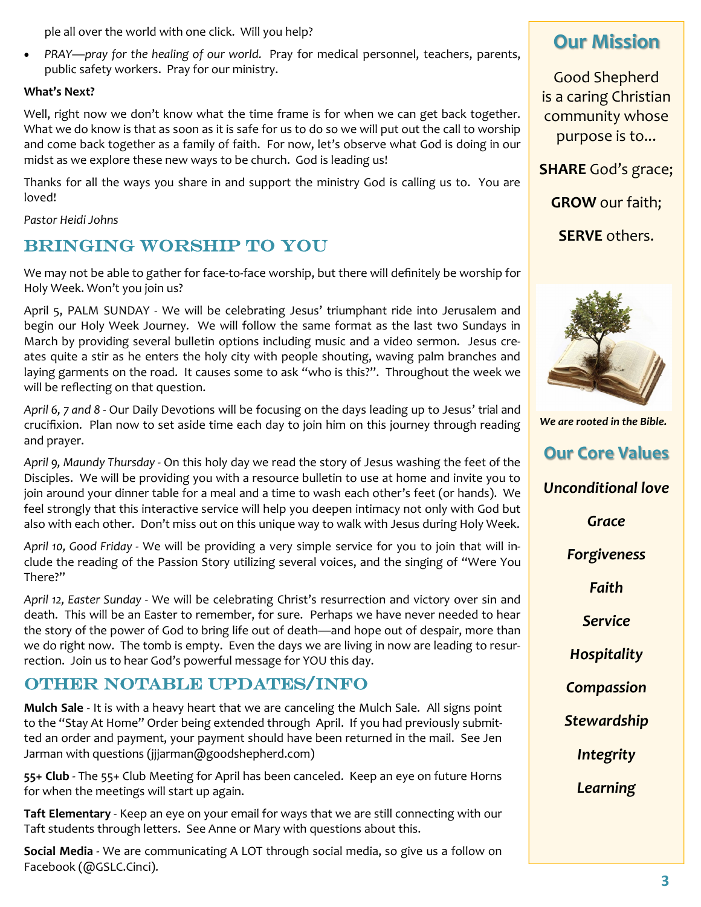ple all over the world with one click. Will you help?

- *PRAY—pray for the healing of our world.* Pray for medical personnel, teachers, parents, public safety workers. Pray for our ministry.

**What's Next?**

Well, right now we don't know what the time frame is for when we can get back together. What we do know is that as soon as it is safe for us to do so we will put out the call to worship and come back together as a family of faith. For now, let's observe what God is doing in our midst as we explore these new ways to be church. God is leading us!

Thanks for all the ways you share in and support the ministry God is calling us to. You are loved!

*Pastor Heidi Johns*

## BRINGING WORSHIP TO YOU

We may not be able to gather for face-to-face worship, but there will definitely be worship for Holy Week. Won't you join us?

April 5, PALM SUNDAY - We will be celebrating Jesus' triumphant ride into Jerusalem and begin our Holy Week Journey. We will follow the same format as the last two Sundays in March by providing several bulletin options including music and a video sermon. Jesus creates quite a stir as he enters the holy city with people shouting, waving palm branches and laying garments on the road. It causes some to ask "who is this?". Throughout the week we will be reflecting on that question.

*April 6, 7 and 8* - Our Daily Devotions will be focusing on the days leading up to Jesus' trial and crucifixion. Plan now to set aside time each day to join him on this journey through reading and prayer.

*April 9, Maundy Thursday* - On this holy day we read the story of Jesus washing the feet of the Disciples. We will be providing you with a resource bulletin to use at home and invite you to join around your dinner table for a meal and a time to wash each other's feet (or hands). We feel strongly that this interactive service will help you deepen intimacy not only with God but also with each other. Don't miss out on this unique way to walk with Jesus during Holy Week.

*April 10, Good Friday* - We will be providing a very simple service for you to join that will include the reading of the Passion Story utilizing several voices, and the singing of "Were You There?"

*April 12, Easter Sunday* - We will be celebrating Christ's resurrection and victory over sin and death. This will be an Easter to remember, for sure. Perhaps we have never needed to hear the story of the power of God to bring life out of death—and hope out of despair, more than we do right now. The tomb is empty. Even the days we are living in now are leading to resurrection. Join us to hear God's powerful message for YOU this day.

## OTHER NOTABLE UPDATES/INFO

**Mulch Sale** - It is with a heavy heart that we are canceling the Mulch Sale. All signs point to the "Stay At Home" Order being extended through April. If you had previously submitted an order and payment, your payment should have been returned in the mail. See Jen Jarman with questions (jjjarman@goodshepherd.com)

**55+ Club** - The 55+ Club Meeting for April has been canceled. Keep an eye on future Horns for when the meetings will start up again.

**Taft Elementary** - Keep an eye on your email for ways that we are still connecting with our Taft students through letters. See Anne or Mary with questions about this.

**Social Media** - We are communicating A LOT through social media, so give us a follow on Facebook (@GSLC.Cinci).

## Our Mission

Good Shepherd is a caring Christian community whose purpose is to...

**SHARE** God's grace;

**GROW** our faith;

**SERVE** others.

***We are rooted in the Bible.***

## Our Core Values

***Unconditional love***

***Grace***

***Forgiveness***

***Faith***

***Service***

***Hospitality***

***Compassion***

***Stewardship***

***Integrity***

***Learning***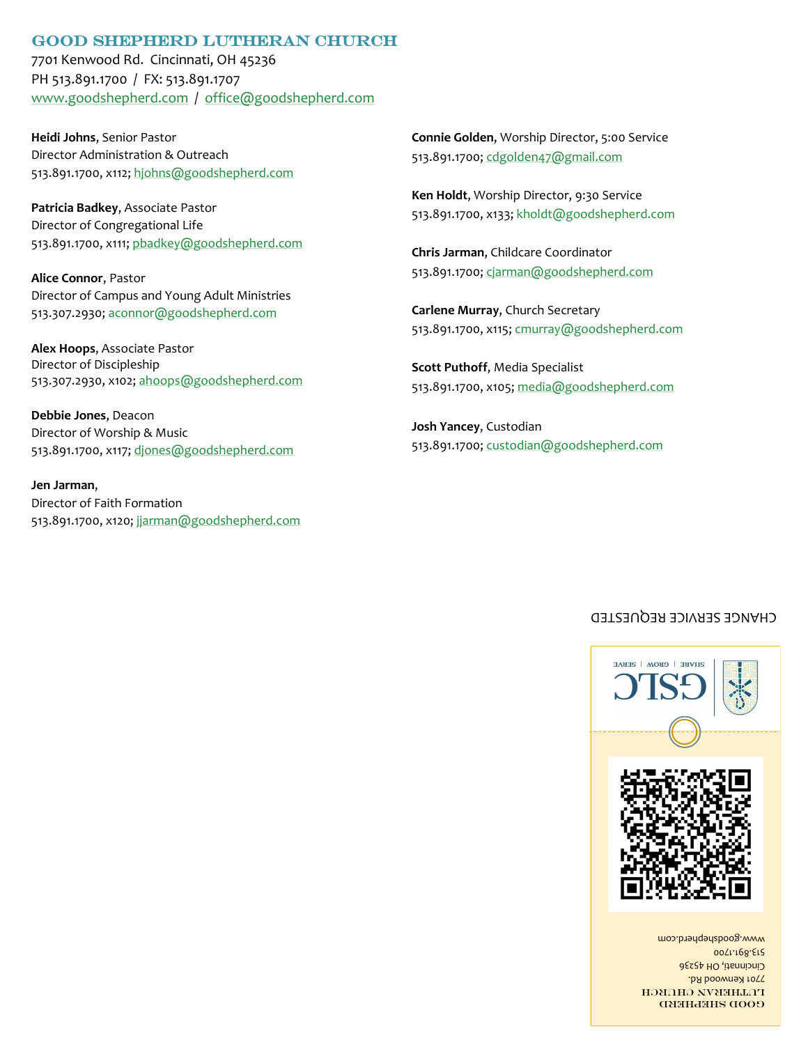# GOOD SHEPHERD LUTHERAN CHURCH

7701 Kenwood Rd. Cincinnati, OH 45236
PH 513.891.1700 / FX: 513.891.1707
www.goodshepherd.com / office@goodshepherd.com

**Heidi Johns**, Senior Pastor
Director Administration & Outreach
513.891.1700, x112; hjohns@goodshepherd.com

**Patricia Badkey**, Associate Pastor
Director of Congregational Life
513.891.1700, x111; pbadkey@goodshepherd.com

**Alice Connor**, Pastor
Director of Campus and Young Adult Ministries
513.307.2930; aconnor@goodshepherd.com

**Alex Hoops**, Associate Pastor
Director of Discipleship
513.307.2930, x102; ahoops@goodshepherd.com

**Debbie Jones**, Deacon
Director of Worship & Music
513.891.1700, x117; djones@goodshepherd.com

**Jen Jarman**,
Director of Faith Formation
513.891.1700, x120; jjarman@goodshepherd.com

**Connie Golden**, Worship Director, 5:00 Service
513.891.1700; cdgolden47@gmail.com

**Ken Holdt**, Worship Director, 9:30 Service
513.891.1700, x133; kholdt@goodshepherd.com

**Chris Jarman**, Childcare Coordinator
513.891.1700; cjarman@goodshepherd.com

**Carlene Murray**, Church Secretary
513.891.1700, x115; cmurray@goodshepherd.com

**Scott Puthoff**, Media Specialist
513.891.1700, x105; media@goodshepherd.com

**Josh Yancey**, Custodian
513.891.1700; custodian@goodshepherd.com

CHANGE SERVICE REQUESTED

GSLC
SHARE | GROW | SERVE

GOOD SHEPHERD
LUTHERAN CHURCH
7701 Kenwood Rd.
Cincinnati, OH 45236
513.891.1700
www.goodshepherd.com